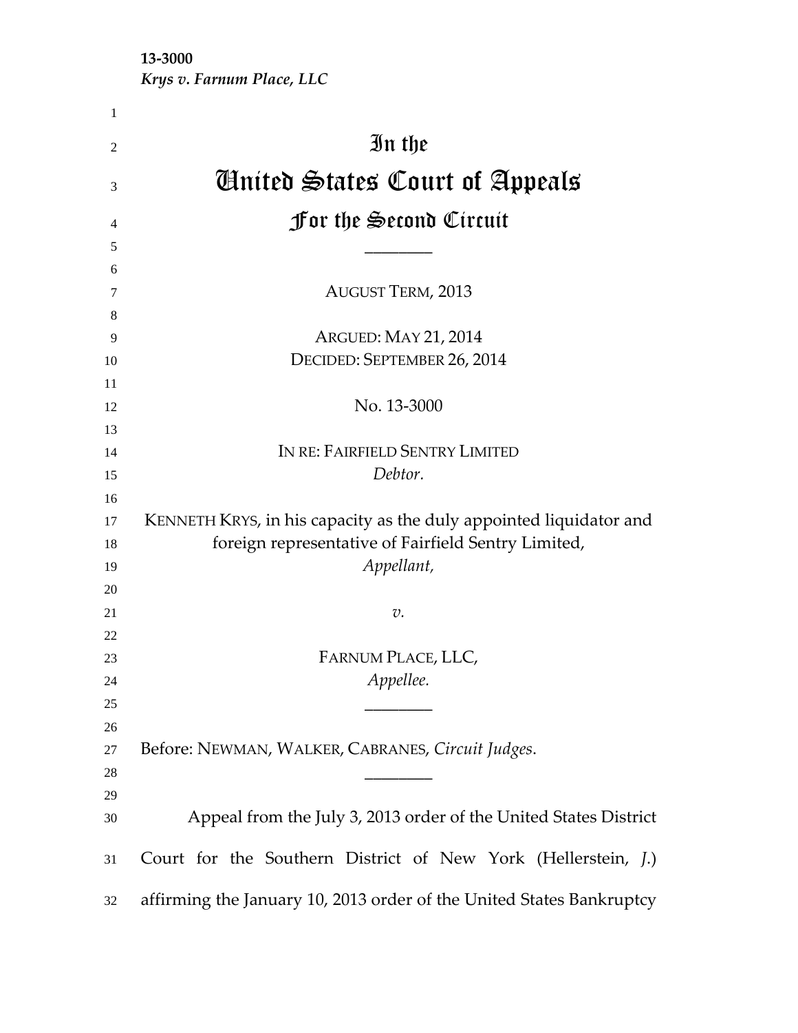**13-3000**
*Krys v. Farnum Place, LLC*

# In the
# United States Court of Appeals
## For the Second Circuit

________

AUGUST TERM, 2013

ARGUED: MAY 21, 2014
DECIDED: SEPTEMBER 26, 2014

No. 13-3000

IN RE: FAIRFIELD SENTRY LIMITED
*Debtor.*

KENNETH KRYS, in his capacity as the duly appointed liquidator and foreign representative of Fairfield Sentry Limited,
*Appellant,*

*v.*

FARNUM PLACE, LLC,
*Appellee.*

________

Before: NEWMAN, WALKER, CABRANES, *Circuit Judges*.

________

Appeal from the July 3, 2013 order of the United States District Court for the Southern District of New York (Hellerstein, *J.*) affirming the January 10, 2013 order of the United States Bankruptcy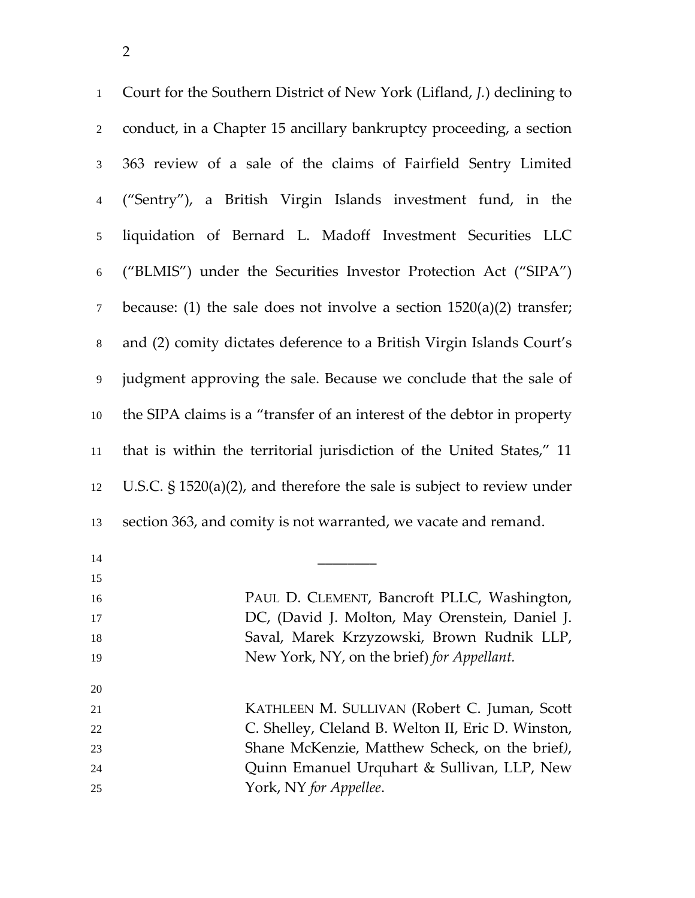Court for the Southern District of New York (Lifland, *J.*) declining to conduct, in a Chapter 15 ancillary bankruptcy proceeding, a section 363 review of a sale of the claims of Fairfield Sentry Limited ("Sentry"), a British Virgin Islands investment fund, in the liquidation of Bernard L. Madoff Investment Securities LLC ("BLMIS") under the Securities Investor Protection Act ("SIPA") because: (1) the sale does not involve a section 1520(a)(2) transfer; and (2) comity dictates deference to a British Virgin Islands Court's judgment approving the sale. Because we conclude that the sale of the SIPA claims is a "transfer of an interest of the debtor in property that is within the territorial jurisdiction of the United States," 11 U.S.C. § 1520(a)(2), and therefore the sale is subject to review under section 363, and comity is not warranted, we vacate and remand.

________

PAUL D. CLEMENT, Bancroft PLLC, Washington, DC, (David J. Molton, May Orenstein, Daniel J. Saval, Marek Krzyzowski, Brown Rudnik LLP, New York, NY, on the brief) *for Appellant.*

KATHLEEN M. SULLIVAN (Robert C. Juman, Scott C. Shelley, Cleland B. Welton II, Eric D. Winston, Shane McKenzie, Matthew Scheck, on the brief), Quinn Emanuel Urquhart & Sullivan, LLP, New York, NY *for Appellee*.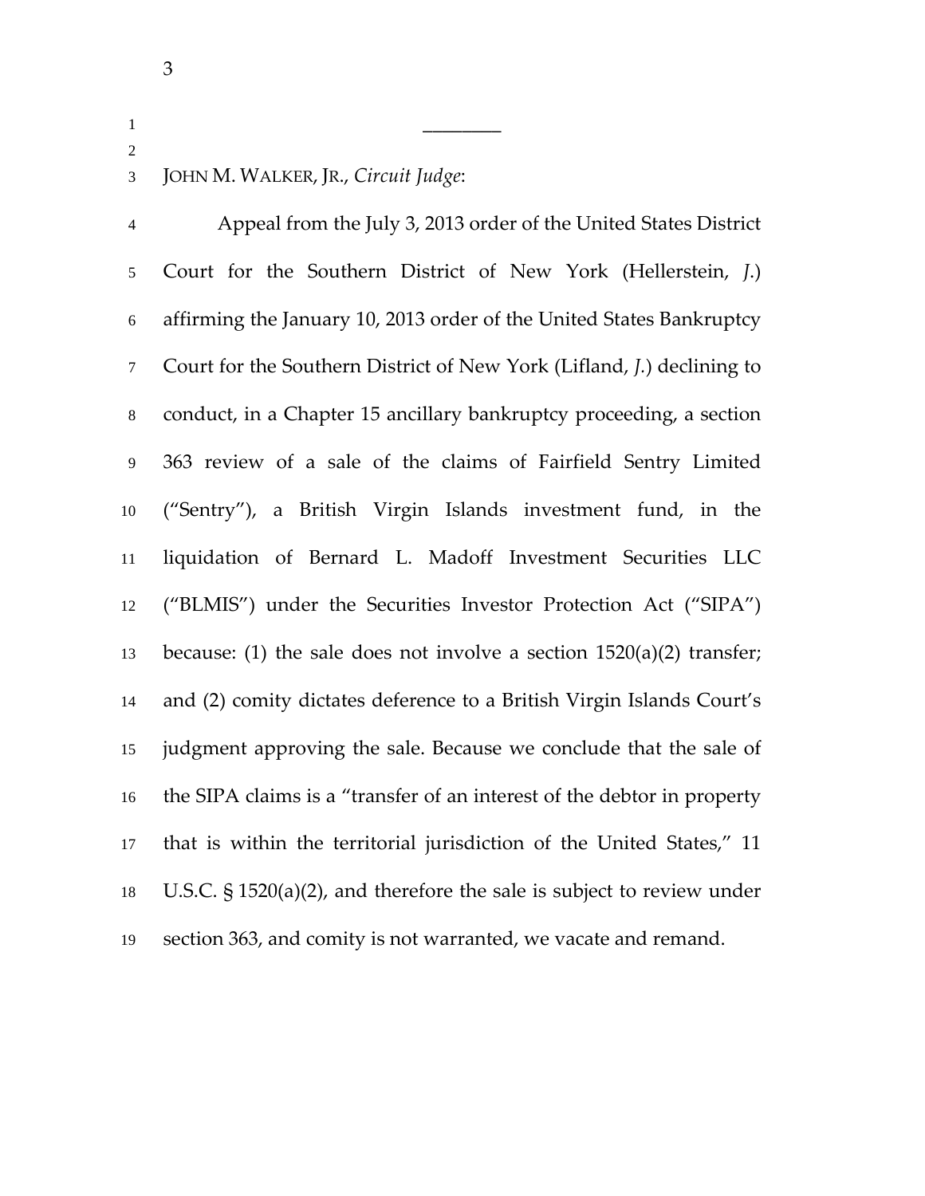________

JOHN M. WALKER, JR., *Circuit Judge*:

Appeal from the July 3, 2013 order of the United States District Court for the Southern District of New York (Hellerstein, *J.*) affirming the January 10, 2013 order of the United States Bankruptcy Court for the Southern District of New York (Lifland, *J.*) declining to conduct, in a Chapter 15 ancillary bankruptcy proceeding, a section 363 review of a sale of the claims of Fairfield Sentry Limited ("Sentry"), a British Virgin Islands investment fund, in the liquidation of Bernard L. Madoff Investment Securities LLC ("BLMIS") under the Securities Investor Protection Act ("SIPA") because: (1) the sale does not involve a section 1520(a)(2) transfer; and (2) comity dictates deference to a British Virgin Islands Court's judgment approving the sale. Because we conclude that the sale of the SIPA claims is a "transfer of an interest of the debtor in property that is within the territorial jurisdiction of the United States," 11 U.S.C. § 1520(a)(2), and therefore the sale is subject to review under section 363, and comity is not warranted, we vacate and remand.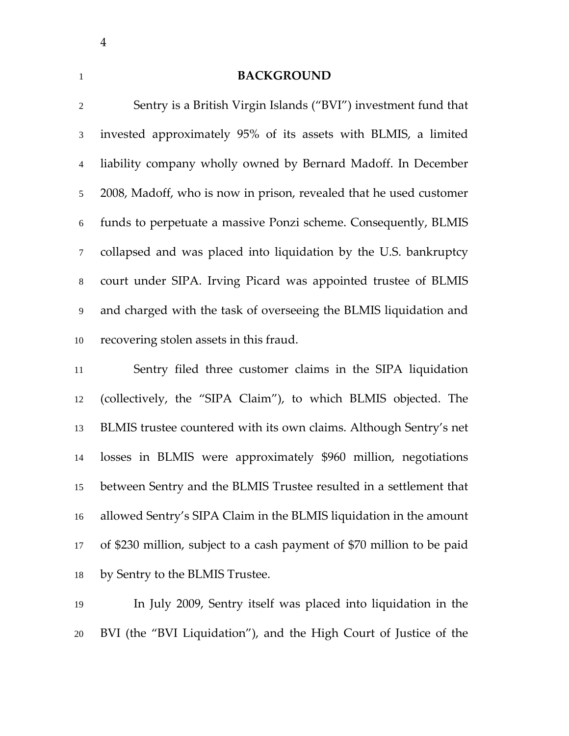## BACKGROUND

Sentry is a British Virgin Islands ("BVI") investment fund that invested approximately 95% of its assets with BLMIS, a limited liability company wholly owned by Bernard Madoff. In December 2008, Madoff, who is now in prison, revealed that he used customer funds to perpetuate a massive Ponzi scheme. Consequently, BLMIS collapsed and was placed into liquidation by the U.S. bankruptcy court under SIPA. Irving Picard was appointed trustee of BLMIS and charged with the task of overseeing the BLMIS liquidation and recovering stolen assets in this fraud.

Sentry filed three customer claims in the SIPA liquidation (collectively, the "SIPA Claim"), to which BLMIS objected. The BLMIS trustee countered with its own claims. Although Sentry's net losses in BLMIS were approximately $960 million, negotiations between Sentry and the BLMIS Trustee resulted in a settlement that allowed Sentry's SIPA Claim in the BLMIS liquidation in the amount of $230 million, subject to a cash payment of $70 million to be paid by Sentry to the BLMIS Trustee.

In July 2009, Sentry itself was placed into liquidation in the BVI (the "BVI Liquidation"), and the High Court of Justice of the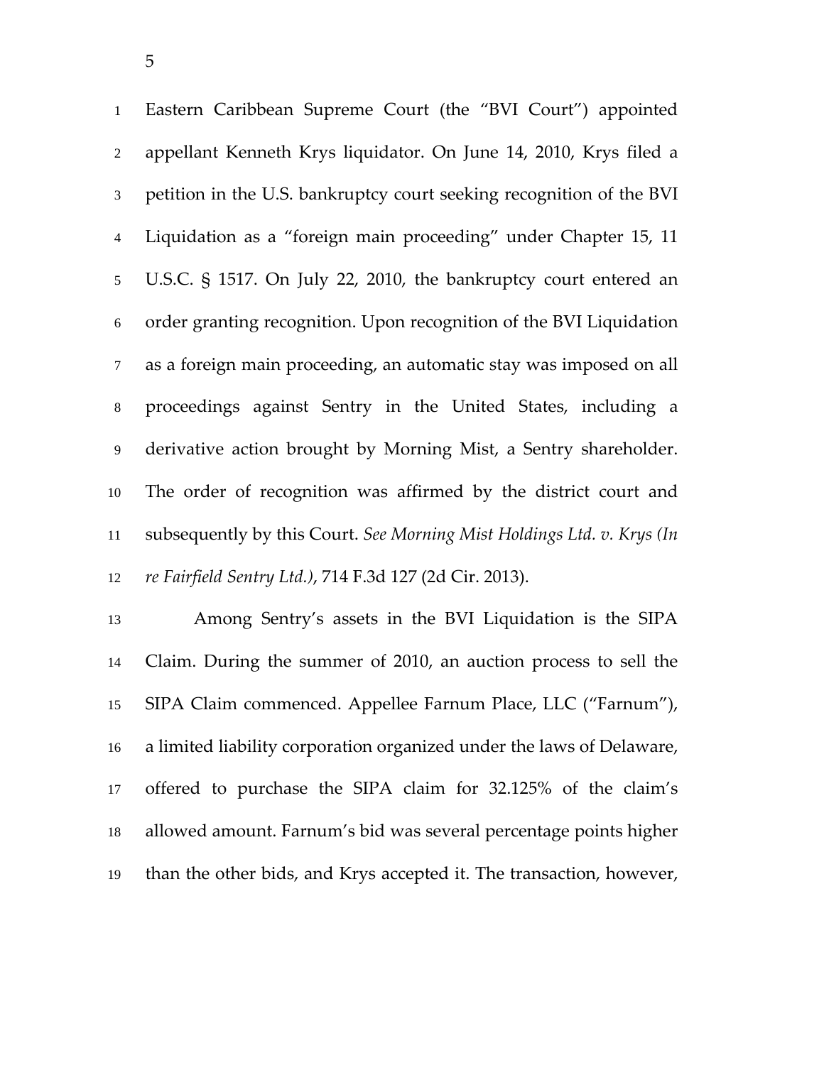Eastern Caribbean Supreme Court (the "BVI Court") appointed appellant Kenneth Krys liquidator. On June 14, 2010, Krys filed a petition in the U.S. bankruptcy court seeking recognition of the BVI Liquidation as a "foreign main proceeding" under Chapter 15, 11 U.S.C. § 1517. On July 22, 2010, the bankruptcy court entered an order granting recognition. Upon recognition of the BVI Liquidation as a foreign main proceeding, an automatic stay was imposed on all proceedings against Sentry in the United States, including a derivative action brought by Morning Mist, a Sentry shareholder. The order of recognition was affirmed by the district court and subsequently by this Court. *See Morning Mist Holdings Ltd. v. Krys (In re Fairfield Sentry Ltd.)*, 714 F.3d 127 (2d Cir. 2013).

Among Sentry's assets in the BVI Liquidation is the SIPA Claim. During the summer of 2010, an auction process to sell the SIPA Claim commenced. Appellee Farnum Place, LLC ("Farnum"), a limited liability corporation organized under the laws of Delaware, offered to purchase the SIPA claim for 32.125% of the claim's allowed amount. Farnum's bid was several percentage points higher than the other bids, and Krys accepted it. The transaction, however,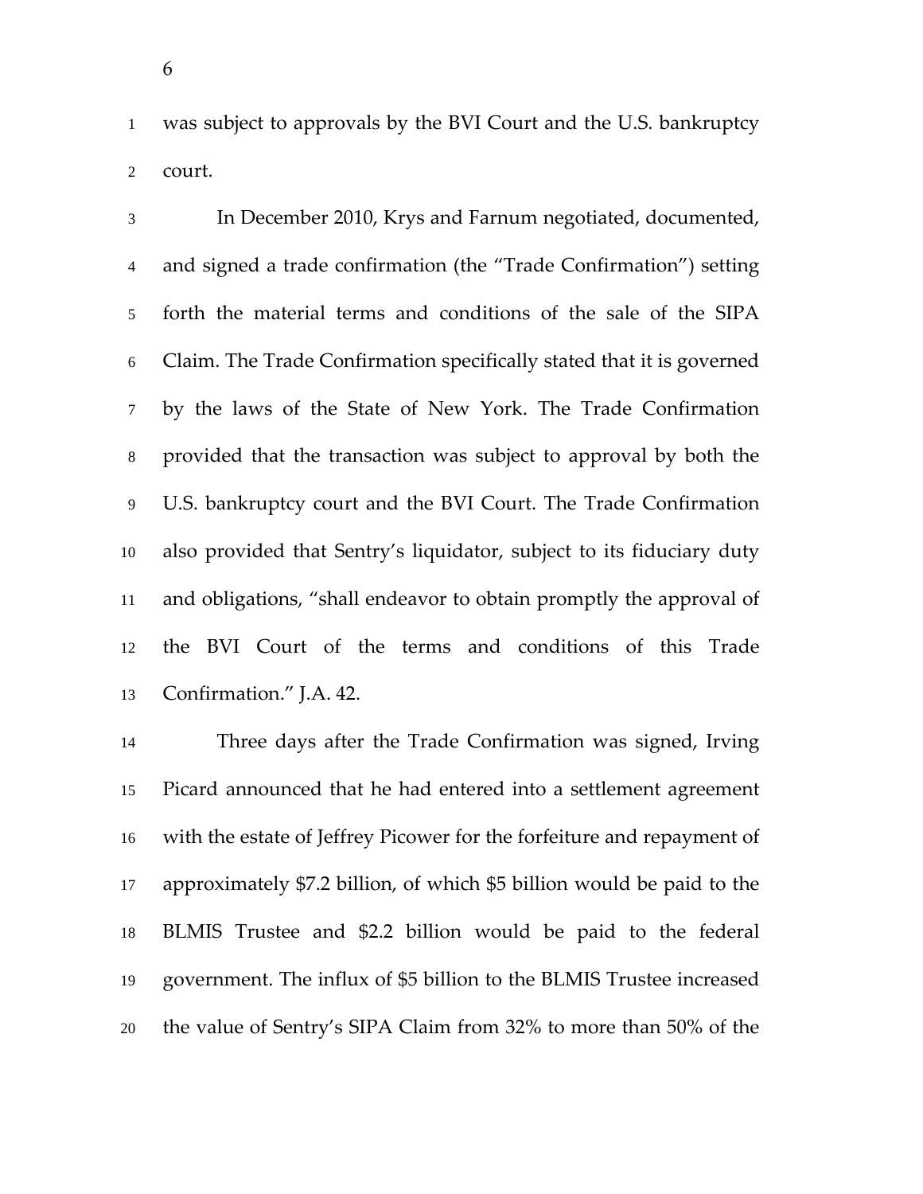was subject to approvals by the BVI Court and the U.S. bankruptcy court.

In December 2010, Krys and Farnum negotiated, documented, and signed a trade confirmation (the "Trade Confirmation") setting forth the material terms and conditions of the sale of the SIPA Claim. The Trade Confirmation specifically stated that it is governed by the laws of the State of New York. The Trade Confirmation provided that the transaction was subject to approval by both the U.S. bankruptcy court and the BVI Court. The Trade Confirmation also provided that Sentry's liquidator, subject to its fiduciary duty and obligations, "shall endeavor to obtain promptly the approval of the BVI Court of the terms and conditions of this Trade Confirmation." J.A. 42.

Three days after the Trade Confirmation was signed, Irving Picard announced that he had entered into a settlement agreement with the estate of Jeffrey Picower for the forfeiture and repayment of approximately $7.2 billion, of which $5 billion would be paid to the BLMIS Trustee and $2.2 billion would be paid to the federal government. The influx of $5 billion to the BLMIS Trustee increased the value of Sentry's SIPA Claim from 32% to more than 50% of the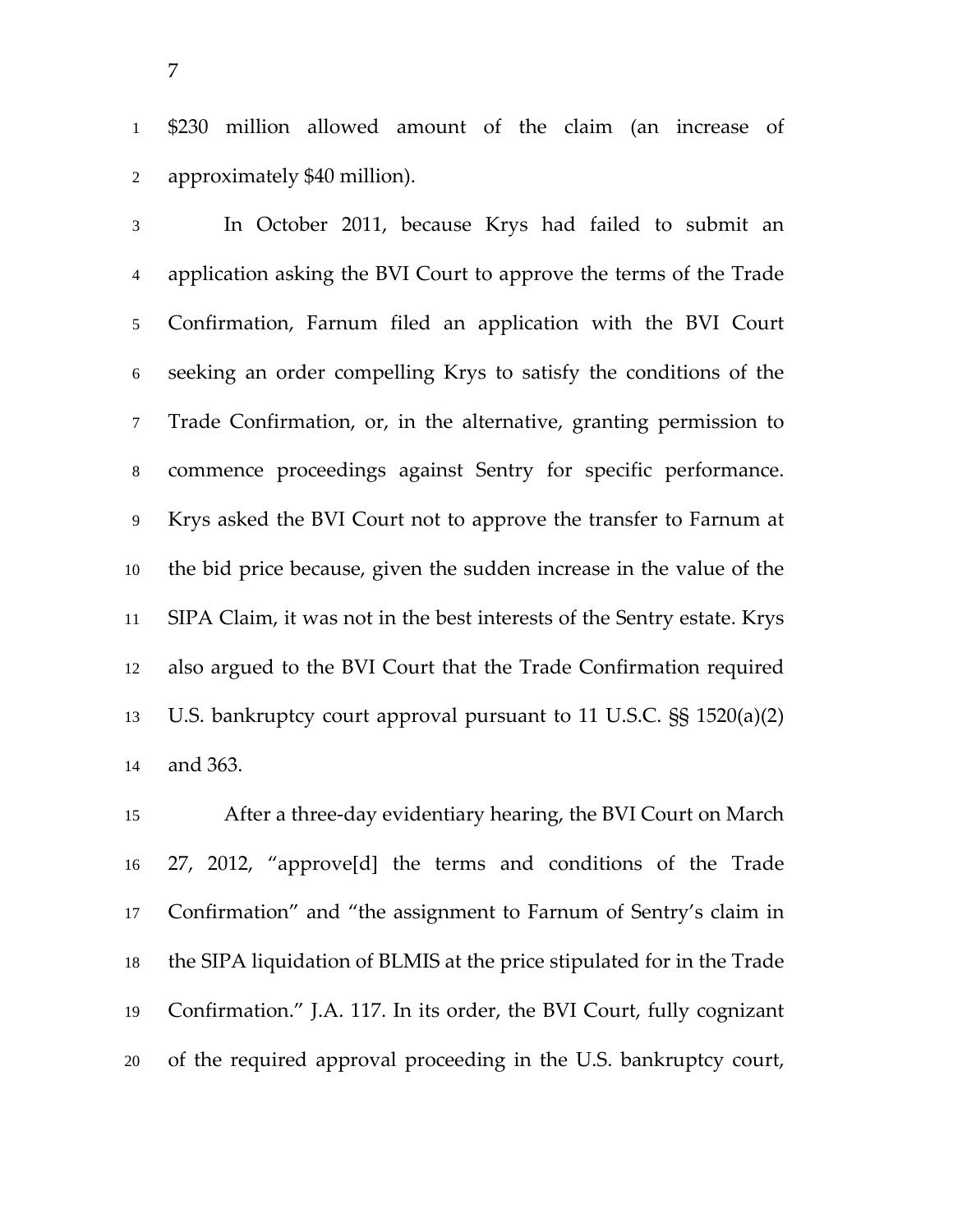$230 million allowed amount of the claim (an increase of approximately $40 million).

In October 2011, because Krys had failed to submit an application asking the BVI Court to approve the terms of the Trade Confirmation, Farnum filed an application with the BVI Court seeking an order compelling Krys to satisfy the conditions of the Trade Confirmation, or, in the alternative, granting permission to commence proceedings against Sentry for specific performance. Krys asked the BVI Court not to approve the transfer to Farnum at the bid price because, given the sudden increase in the value of the SIPA Claim, it was not in the best interests of the Sentry estate. Krys also argued to the BVI Court that the Trade Confirmation required U.S. bankruptcy court approval pursuant to 11 U.S.C. §§ 1520(a)(2) and 363.

After a three-day evidentiary hearing, the BVI Court on March 27, 2012, "approve[d] the terms and conditions of the Trade Confirmation" and "the assignment to Farnum of Sentry's claim in the SIPA liquidation of BLMIS at the price stipulated for in the Trade Confirmation." J.A. 117. In its order, the BVI Court, fully cognizant of the required approval proceeding in the U.S. bankruptcy court,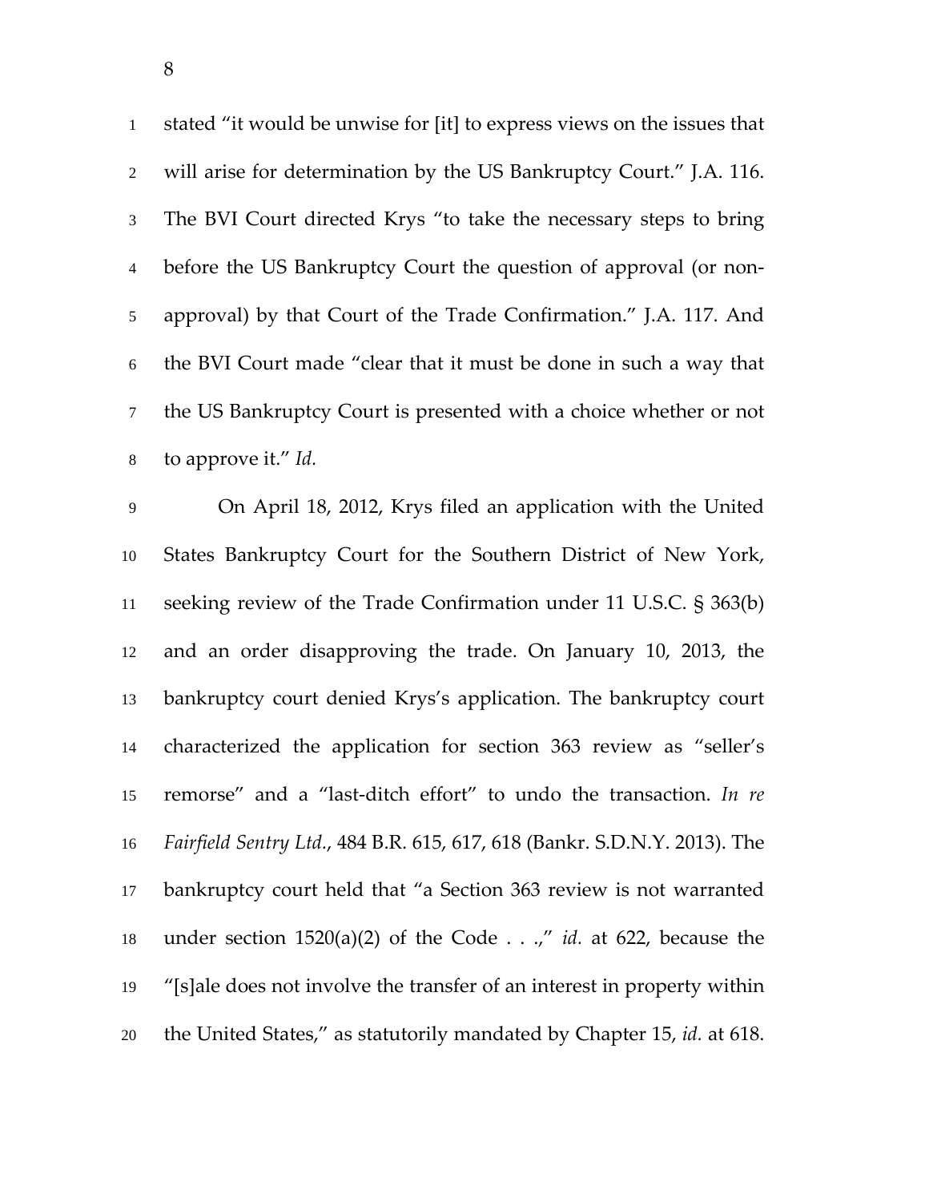stated "it would be unwise for [it] to express views on the issues that will arise for determination by the US Bankruptcy Court." J.A. 116. The BVI Court directed Krys "to take the necessary steps to bring before the US Bankruptcy Court the question of approval (or non-approval) by that Court of the Trade Confirmation." J.A. 117. And the BVI Court made "clear that it must be done in such a way that the US Bankruptcy Court is presented with a choice whether or not to approve it." *Id.*

On April 18, 2012, Krys filed an application with the United States Bankruptcy Court for the Southern District of New York, seeking review of the Trade Confirmation under 11 U.S.C. § 363(b) and an order disapproving the trade. On January 10, 2013, the bankruptcy court denied Krys's application. The bankruptcy court characterized the application for section 363 review as "seller's remorse" and a "last-ditch effort" to undo the transaction. *In re Fairfield Sentry Ltd.*, 484 B.R. 615, 617, 618 (Bankr. S.D.N.Y. 2013). The bankruptcy court held that "a Section 363 review is not warranted under section 1520(a)(2) of the Code . . .," *id.* at 622, because the "[s]ale does not involve the transfer of an interest in property within the United States," as statutorily mandated by Chapter 15, *id.* at 618.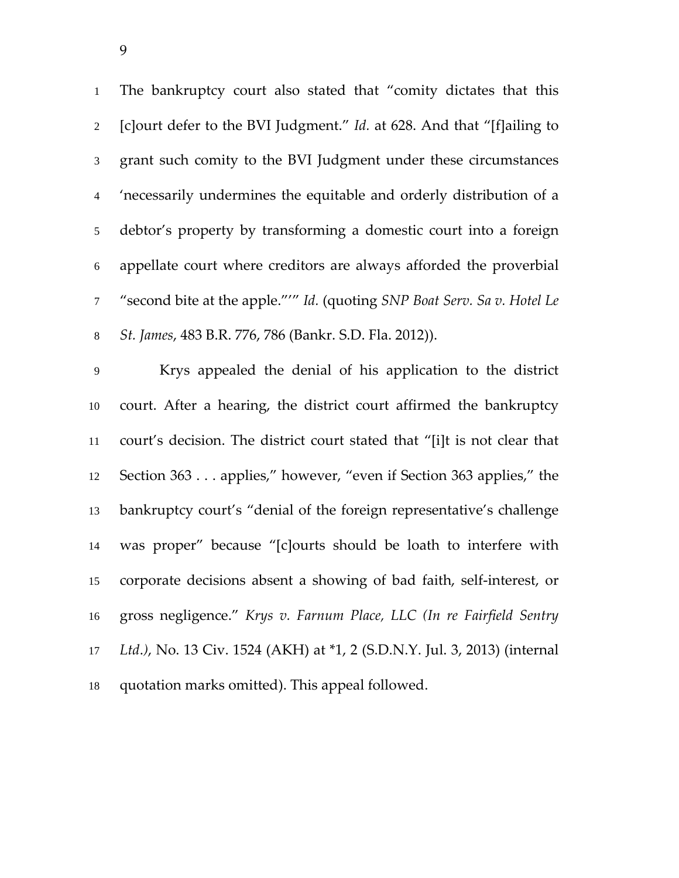The bankruptcy court also stated that "comity dictates that this [c]ourt defer to the BVI Judgment." *Id.* at 628. And that "[f]ailing to grant such comity to the BVI Judgment under these circumstances 'necessarily undermines the equitable and orderly distribution of a debtor's property by transforming a domestic court into a foreign appellate court where creditors are always afforded the proverbial "second bite at the apple."'" *Id.* (quoting *SNP Boat Serv. Sa v. Hotel Le St. James*, 483 B.R. 776, 786 (Bankr. S.D. Fla. 2012)).

Krys appealed the denial of his application to the district court. After a hearing, the district court affirmed the bankruptcy court's decision. The district court stated that "[i]t is not clear that Section 363 . . . applies," however, "even if Section 363 applies," the bankruptcy court's "denial of the foreign representative's challenge was proper" because "[c]ourts should be loath to interfere with corporate decisions absent a showing of bad faith, self-interest, or gross negligence." *Krys v. Farnum Place, LLC (In re Fairfield Sentry Ltd.)*, No. 13 Civ. 1524 (AKH) at *1, 2 (S.D.N.Y. Jul. 3, 2013) (internal quotation marks omitted). This appeal followed.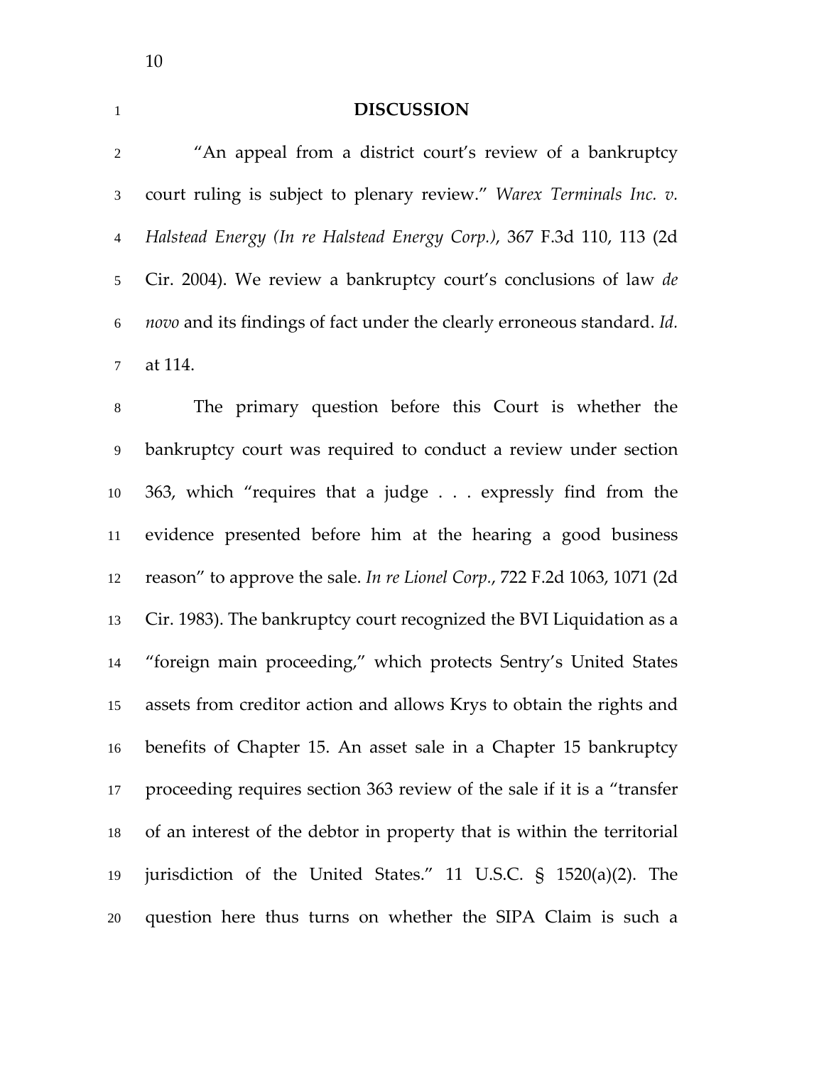## DISCUSSION

"An appeal from a district court's review of a bankruptcy court ruling is subject to plenary review." *Warex Terminals Inc. v. Halstead Energy (In re Halstead Energy Corp.)*, 367 F.3d 110, 113 (2d Cir. 2004). We review a bankruptcy court's conclusions of law *de novo* and its findings of fact under the clearly erroneous standard. *Id.* at 114.

The primary question before this Court is whether the bankruptcy court was required to conduct a review under section 363, which "requires that a judge . . . expressly find from the evidence presented before him at the hearing a good business reason" to approve the sale. *In re Lionel Corp.*, 722 F.2d 1063, 1071 (2d Cir. 1983). The bankruptcy court recognized the BVI Liquidation as a "foreign main proceeding," which protects Sentry's United States assets from creditor action and allows Krys to obtain the rights and benefits of Chapter 15. An asset sale in a Chapter 15 bankruptcy proceeding requires section 363 review of the sale if it is a "transfer of an interest of the debtor in property that is within the territorial jurisdiction of the United States." 11 U.S.C. § 1520(a)(2). The question here thus turns on whether the SIPA Claim is such a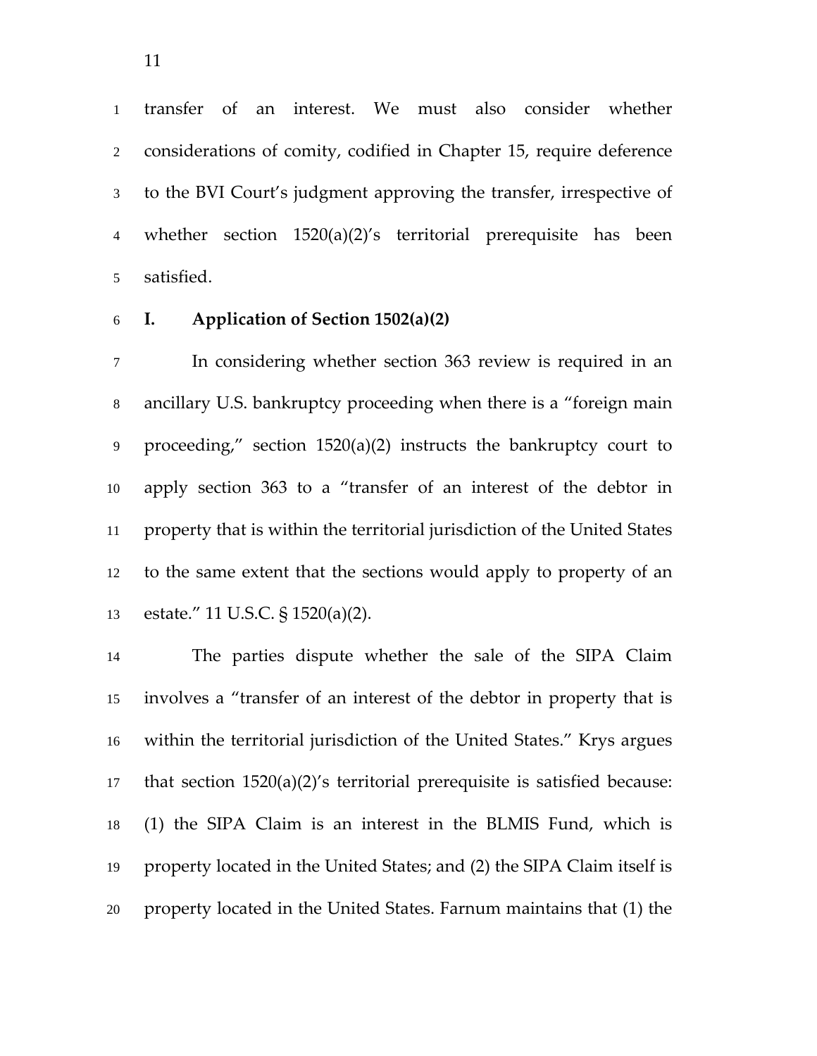transfer of an interest. We must also consider whether considerations of comity, codified in Chapter 15, require deference to the BVI Court's judgment approving the transfer, irrespective of whether section 1520(a)(2)'s territorial prerequisite has been satisfied.

## I. Application of Section 1502(a)(2)

In considering whether section 363 review is required in an ancillary U.S. bankruptcy proceeding when there is a "foreign main proceeding," section 1520(a)(2) instructs the bankruptcy court to apply section 363 to a "transfer of an interest of the debtor in property that is within the territorial jurisdiction of the United States to the same extent that the sections would apply to property of an estate." 11 U.S.C. § 1520(a)(2).

The parties dispute whether the sale of the SIPA Claim involves a "transfer of an interest of the debtor in property that is within the territorial jurisdiction of the United States." Krys argues that section 1520(a)(2)'s territorial prerequisite is satisfied because: (1) the SIPA Claim is an interest in the BLMIS Fund, which is property located in the United States; and (2) the SIPA Claim itself is property located in the United States. Farnum maintains that (1) the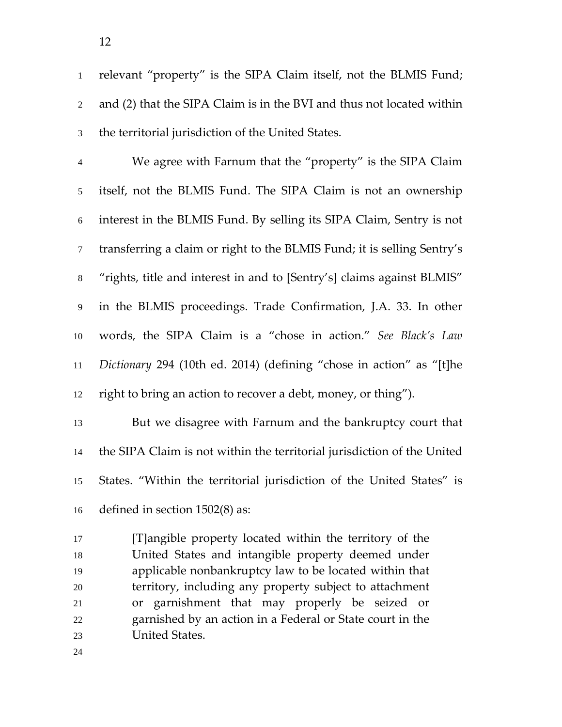relevant "property" is the SIPA Claim itself, not the BLMIS Fund; and (2) that the SIPA Claim is in the BVI and thus not located within the territorial jurisdiction of the United States.

We agree with Farnum that the "property" is the SIPA Claim itself, not the BLMIS Fund. The SIPA Claim is not an ownership interest in the BLMIS Fund. By selling its SIPA Claim, Sentry is not transferring a claim or right to the BLMIS Fund; it is selling Sentry's "rights, title and interest in and to [Sentry's] claims against BLMIS" in the BLMIS proceedings. Trade Confirmation, J.A. 33. In other words, the SIPA Claim is a "chose in action." *See Black's Law Dictionary* 294 (10th ed. 2014) (defining "chose in action" as "[t]he right to bring an action to recover a debt, money, or thing").

But we disagree with Farnum and the bankruptcy court that the SIPA Claim is not within the territorial jurisdiction of the United States. "Within the territorial jurisdiction of the United States" is defined in section 1502(8) as:

> [T]angible property located within the territory of the United States and intangible property deemed under applicable nonbankruptcy law to be located within that territory, including any property subject to attachment or garnishment that may properly be seized or garnished by an action in a Federal or State court in the United States.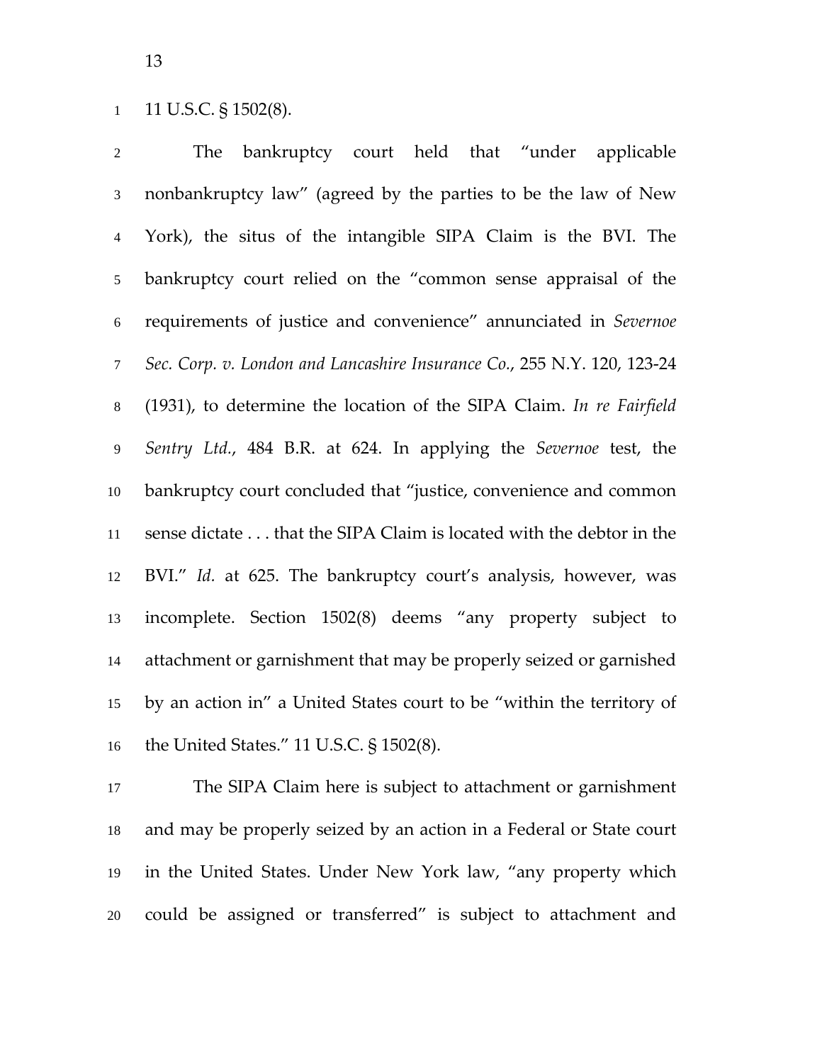11 U.S.C. § 1502(8).

The bankruptcy court held that "under applicable nonbankruptcy law" (agreed by the parties to be the law of New York), the situs of the intangible SIPA Claim is the BVI. The bankruptcy court relied on the "common sense appraisal of the requirements of justice and convenience" annunciated in *Severnoe Sec. Corp. v. London and Lancashire Insurance Co.*, 255 N.Y. 120, 123-24 (1931), to determine the location of the SIPA Claim. *In re Fairfield Sentry Ltd.*, 484 B.R. at 624. In applying the *Severnoe* test, the bankruptcy court concluded that "justice, convenience and common sense dictate . . . that the SIPA Claim is located with the debtor in the BVI." *Id.* at 625. The bankruptcy court's analysis, however, was incomplete. Section 1502(8) deems "any property subject to attachment or garnishment that may be properly seized or garnished by an action in" a United States court to be "within the territory of the United States." 11 U.S.C. § 1502(8).

The SIPA Claim here is subject to attachment or garnishment and may be properly seized by an action in a Federal or State court in the United States. Under New York law, "any property which could be assigned or transferred" is subject to attachment and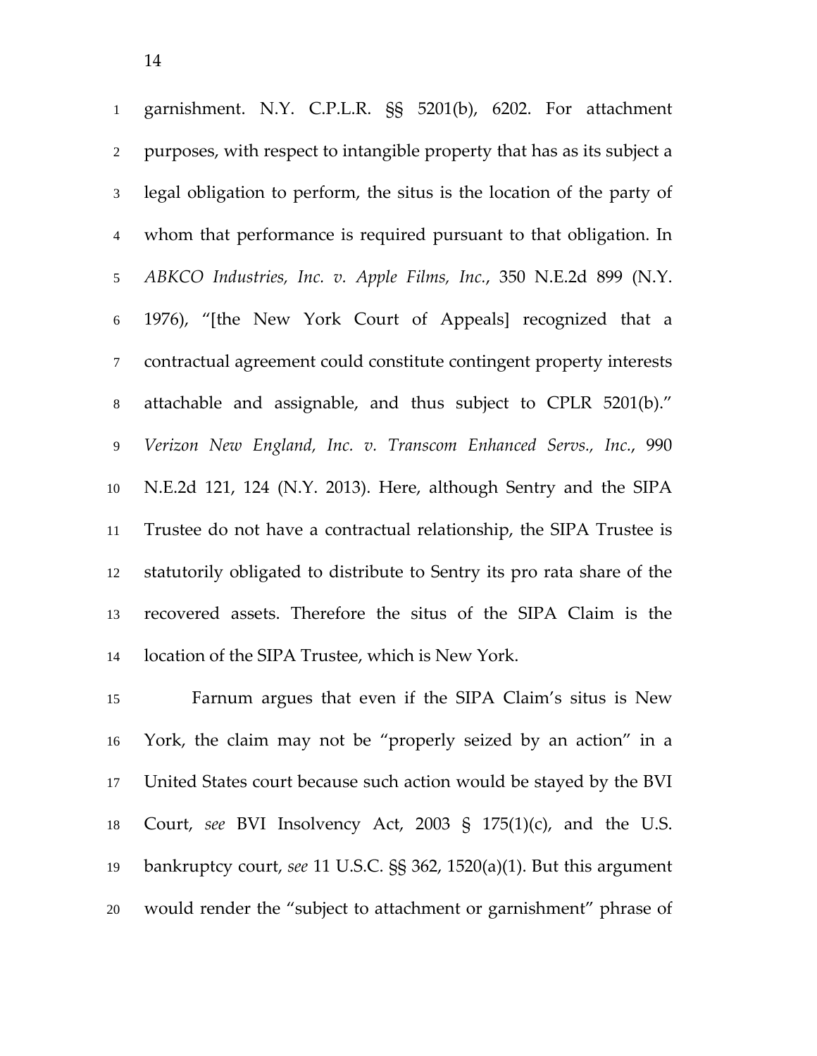garnishment. N.Y. C.P.L.R. §§ 5201(b), 6202. For attachment purposes, with respect to intangible property that has as its subject a legal obligation to perform, the situs is the location of the party of whom that performance is required pursuant to that obligation. In *ABKCO Industries, Inc. v. Apple Films, Inc.*, 350 N.E.2d 899 (N.Y. 1976), "[the New York Court of Appeals] recognized that a contractual agreement could constitute contingent property interests attachable and assignable, and thus subject to CPLR 5201(b)." *Verizon New England, Inc. v. Transcom Enhanced Servs., Inc.*, 990 N.E.2d 121, 124 (N.Y. 2013). Here, although Sentry and the SIPA Trustee do not have a contractual relationship, the SIPA Trustee is statutorily obligated to distribute to Sentry its pro rata share of the recovered assets. Therefore the situs of the SIPA Claim is the location of the SIPA Trustee, which is New York.

Farnum argues that even if the SIPA Claim's situs is New York, the claim may not be "properly seized by an action" in a United States court because such action would be stayed by the BVI Court, *see* BVI Insolvency Act, 2003 § 175(1)(c), and the U.S. bankruptcy court, *see* 11 U.S.C. §§ 362, 1520(a)(1). But this argument would render the "subject to attachment or garnishment" phrase of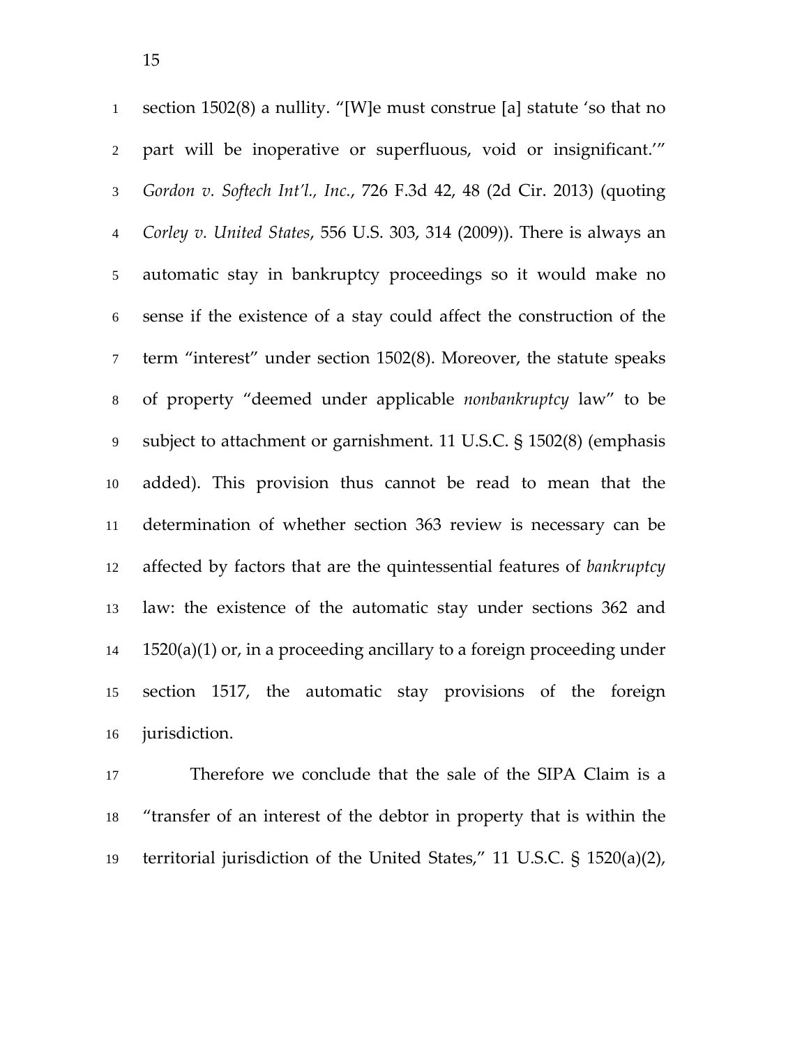section 1502(8) a nullity. "[W]e must construe [a] statute 'so that no part will be inoperative or superfluous, void or insignificant.'" *Gordon v. Softech Int'l., Inc.*, 726 F.3d 42, 48 (2d Cir. 2013) (quoting *Corley v. United States*, 556 U.S. 303, 314 (2009)). There is always an automatic stay in bankruptcy proceedings so it would make no sense if the existence of a stay could affect the construction of the term "interest" under section 1502(8). Moreover, the statute speaks of property "deemed under applicable *nonbankruptcy* law" to be subject to attachment or garnishment. 11 U.S.C. § 1502(8) (emphasis added). This provision thus cannot be read to mean that the determination of whether section 363 review is necessary can be affected by factors that are the quintessential features of *bankruptcy* law: the existence of the automatic stay under sections 362 and 1520(a)(1) or, in a proceeding ancillary to a foreign proceeding under section 1517, the automatic stay provisions of the foreign jurisdiction.

Therefore we conclude that the sale of the SIPA Claim is a "transfer of an interest of the debtor in property that is within the territorial jurisdiction of the United States," 11 U.S.C. § 1520(a)(2),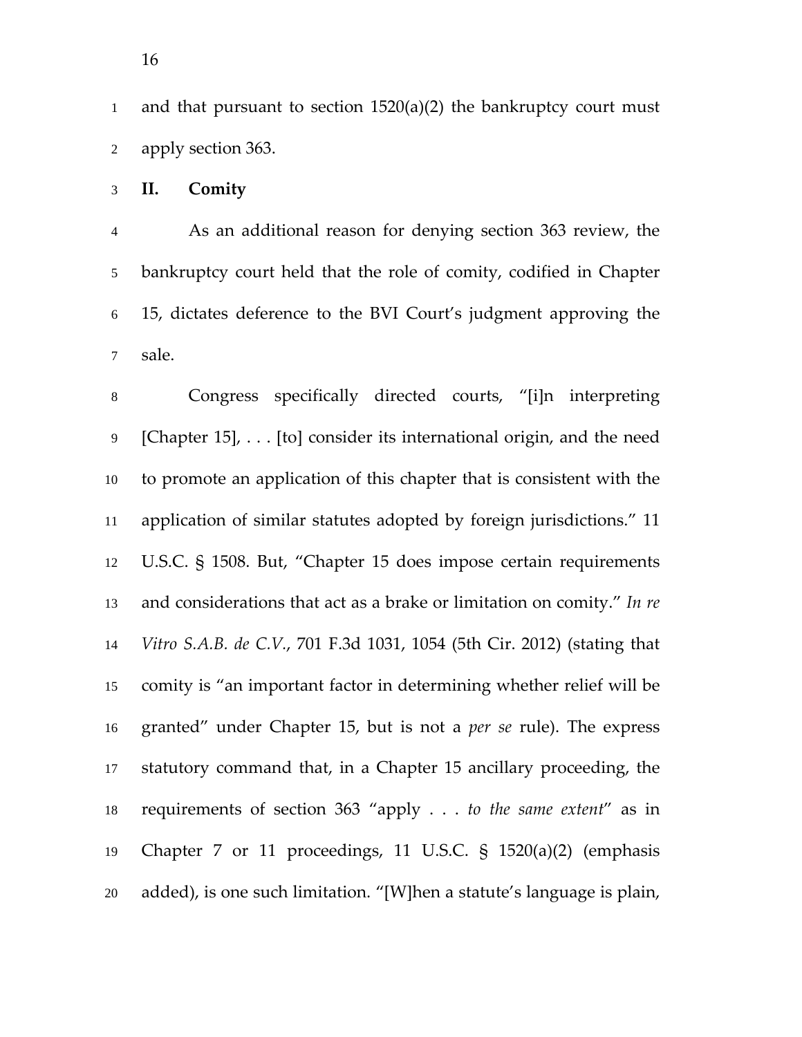and that pursuant to section 1520(a)(2) the bankruptcy court must apply section 363.

## II. Comity

As an additional reason for denying section 363 review, the bankruptcy court held that the role of comity, codified in Chapter 15, dictates deference to the BVI Court's judgment approving the sale.

Congress specifically directed courts, "[i]n interpreting [Chapter 15], . . . [to] consider its international origin, and the need to promote an application of this chapter that is consistent with the application of similar statutes adopted by foreign jurisdictions." 11 U.S.C. § 1508. But, "Chapter 15 does impose certain requirements and considerations that act as a brake or limitation on comity." *In re Vitro S.A.B. de C.V.*, 701 F.3d 1031, 1054 (5th Cir. 2012) (stating that comity is "an important factor in determining whether relief will be granted" under Chapter 15, but is not a *per se* rule). The express statutory command that, in a Chapter 15 ancillary proceeding, the requirements of section 363 "apply . . . *to the same extent*" as in Chapter 7 or 11 proceedings, 11 U.S.C. § 1520(a)(2) (emphasis added), is one such limitation. "[W]hen a statute's language is plain,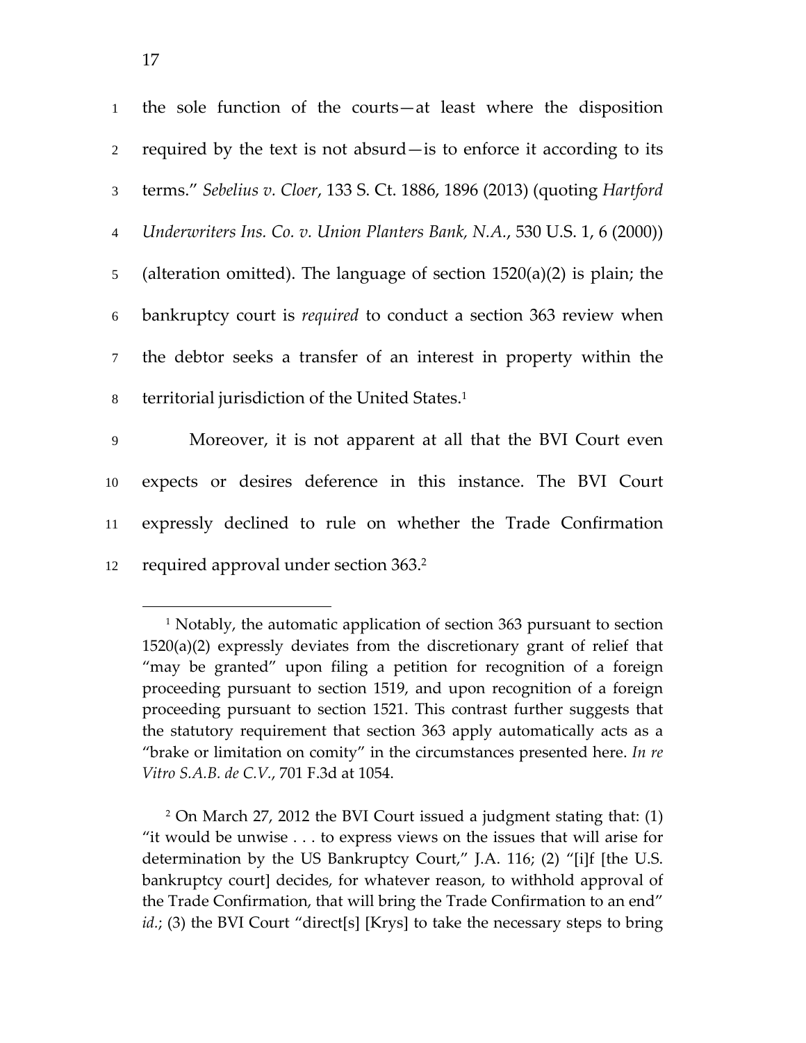the sole function of the courts—at least where the disposition required by the text is not absurd—is to enforce it according to its terms." *Sebelius v. Cloer*, 133 S. Ct. 1886, 1896 (2013) (quoting *Hartford Underwriters Ins. Co. v. Union Planters Bank, N.A.*, 530 U.S. 1, 6 (2000)) (alteration omitted). The language of section 1520(a)(2) is plain; the bankruptcy court is *required* to conduct a section 363 review when the debtor seeks a transfer of an interest in property within the territorial jurisdiction of the United States.[1]

Moreover, it is not apparent at all that the BVI Court even expects or desires deference in this instance. The BVI Court expressly declined to rule on whether the Trade Confirmation required approval under section 363.[2]

---

[1] Notably, the automatic application of section 363 pursuant to section 1520(a)(2) expressly deviates from the discretionary grant of relief that "may be granted" upon filing a petition for recognition of a foreign proceeding pursuant to section 1519, and upon recognition of a foreign proceeding pursuant to section 1521. This contrast further suggests that the statutory requirement that section 363 apply automatically acts as a "brake or limitation on comity" in the circumstances presented here. *In re Vitro S.A.B. de C.V.*, 701 F.3d at 1054.

[2] On March 27, 2012 the BVI Court issued a judgment stating that: (1) "it would be unwise . . . to express views on the issues that will arise for determination by the US Bankruptcy Court," J.A. 116; (2) "[i]f [the U.S. bankruptcy court] decides, for whatever reason, to withhold approval of the Trade Confirmation, that will bring the Trade Confirmation to an end" *id.*; (3) the BVI Court "direct[s] [Krys] to take the necessary steps to bring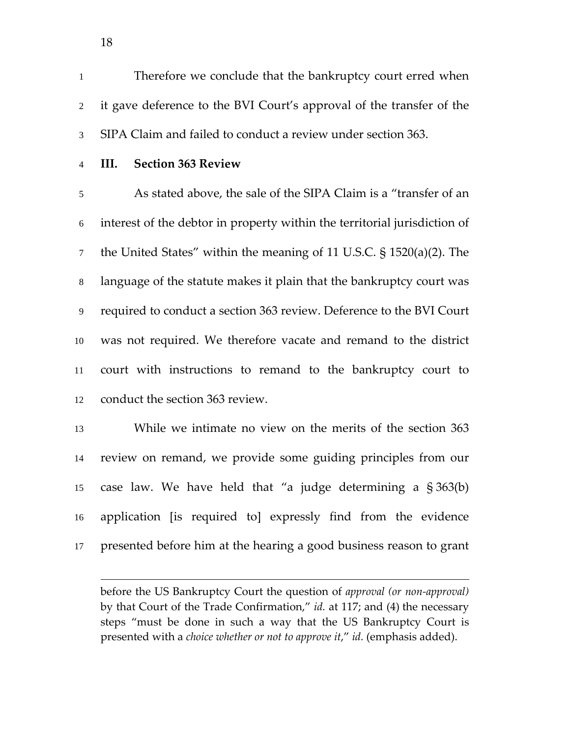Therefore we conclude that the bankruptcy court erred when it gave deference to the BVI Court's approval of the transfer of the SIPA Claim and failed to conduct a review under section 363.

## III. Section 363 Review

As stated above, the sale of the SIPA Claim is a "transfer of an interest of the debtor in property within the territorial jurisdiction of the United States" within the meaning of 11 U.S.C. § 1520(a)(2). The language of the statute makes it plain that the bankruptcy court was required to conduct a section 363 review. Deference to the BVI Court was not required. We therefore vacate and remand to the district court with instructions to remand to the bankruptcy court to conduct the section 363 review.

While we intimate no view on the merits of the section 363 review on remand, we provide some guiding principles from our case law. We have held that "a judge determining a § 363(b) application [is required to] expressly find from the evidence presented before him at the hearing a good business reason to grant

---

before the US Bankruptcy Court the question of *approval (or non-approval)* by that Court of the Trade Confirmation," *id.* at 117; and (4) the necessary steps "must be done in such a way that the US Bankruptcy Court is presented with a *choice whether or not to approve it*," *id.* (emphasis added).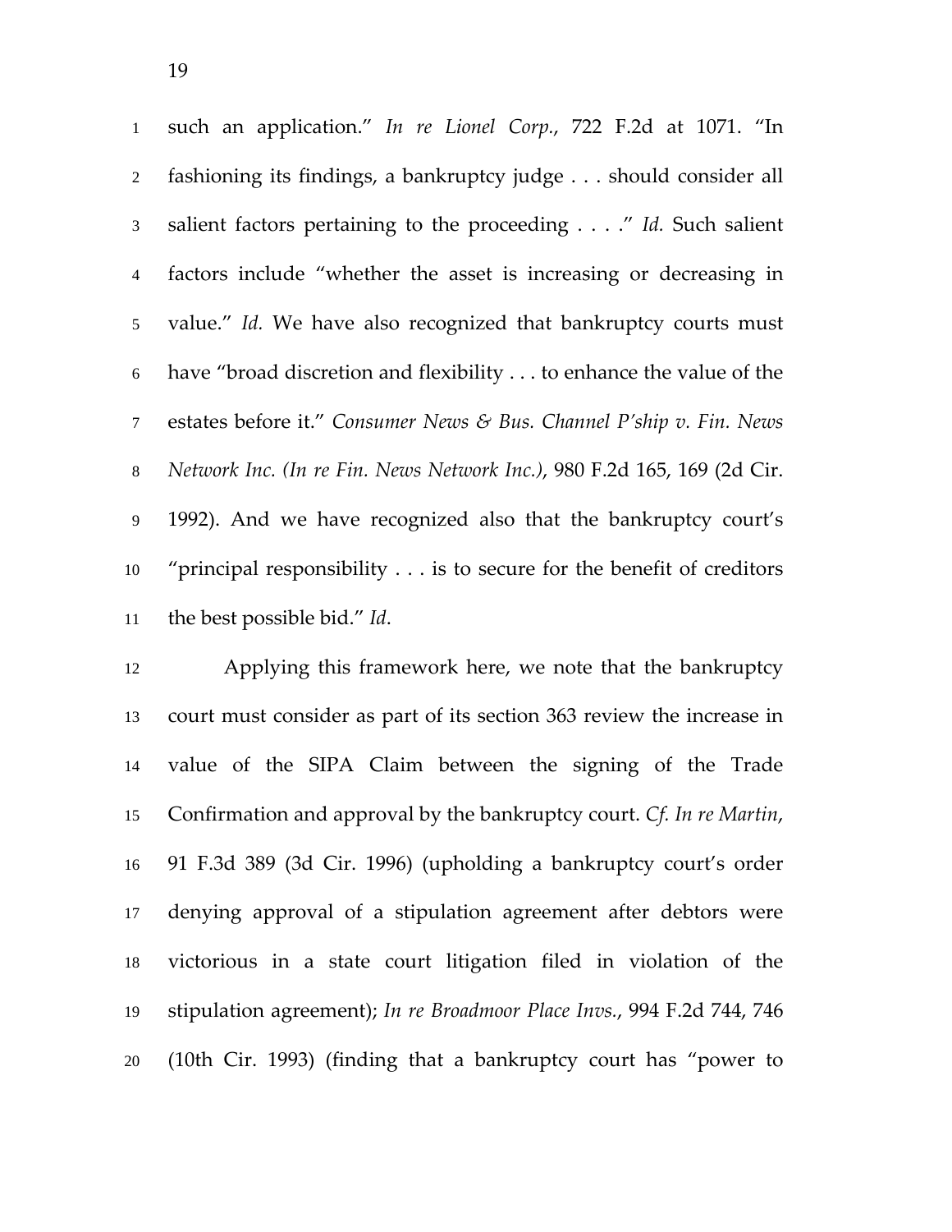such an application." *In re Lionel Corp.*, 722 F.2d at 1071. "In fashioning its findings, a bankruptcy judge . . . should consider all salient factors pertaining to the proceeding . . . ." *Id.* Such salient factors include "whether the asset is increasing or decreasing in value." *Id.* We have also recognized that bankruptcy courts must have "broad discretion and flexibility . . . to enhance the value of the estates before it." *Consumer News & Bus. Channel P'ship v. Fin. News Network Inc. (In re Fin. News Network Inc.)*, 980 F.2d 165, 169 (2d Cir. 1992). And we have recognized also that the bankruptcy court's "principal responsibility . . . is to secure for the benefit of creditors the best possible bid." *Id*.

Applying this framework here, we note that the bankruptcy court must consider as part of its section 363 review the increase in value of the SIPA Claim between the signing of the Trade Confirmation and approval by the bankruptcy court. *Cf. In re Martin*, 91 F.3d 389 (3d Cir. 1996) (upholding a bankruptcy court's order denying approval of a stipulation agreement after debtors were victorious in a state court litigation filed in violation of the stipulation agreement); *In re Broadmoor Place Invs.*, 994 F.2d 744, 746 (10th Cir. 1993) (finding that a bankruptcy court has "power to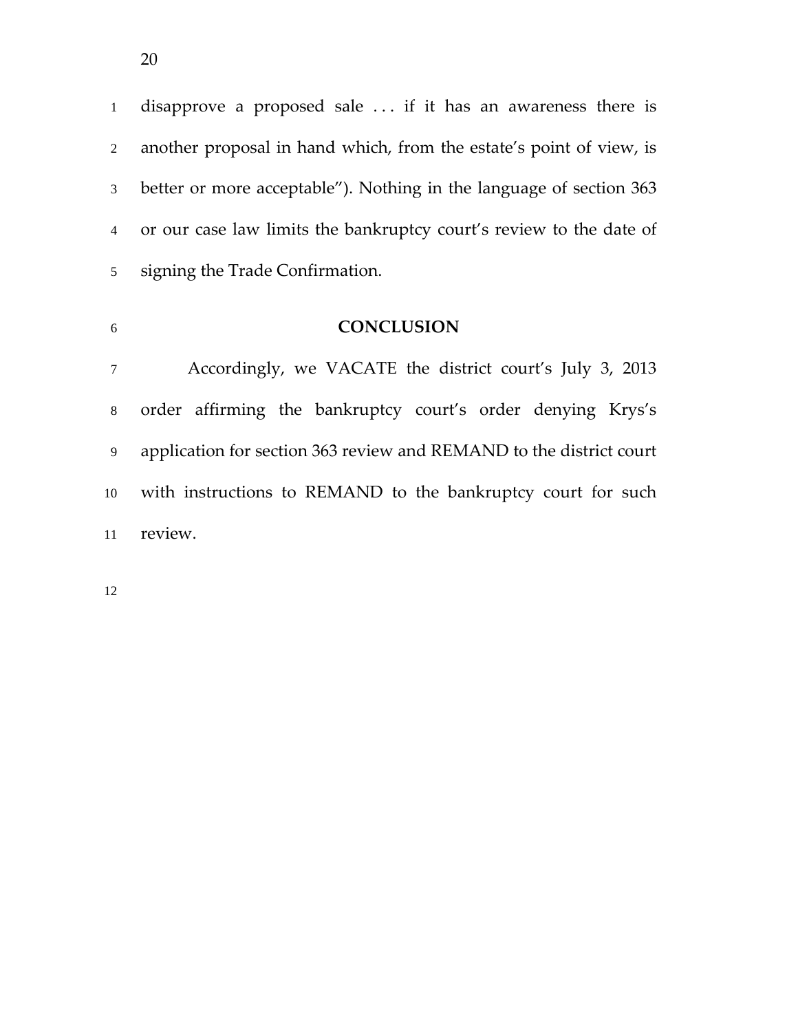disapprove a proposed sale . . . if it has an awareness there is another proposal in hand which, from the estate's point of view, is better or more acceptable"). Nothing in the language of section 363 or our case law limits the bankruptcy court's review to the date of signing the Trade Confirmation.

## CONCLUSION

Accordingly, we VACATE the district court's July 3, 2013 order affirming the bankruptcy court's order denying Krys's application for section 363 review and REMAND to the district court with instructions to REMAND to the bankruptcy court for such review.